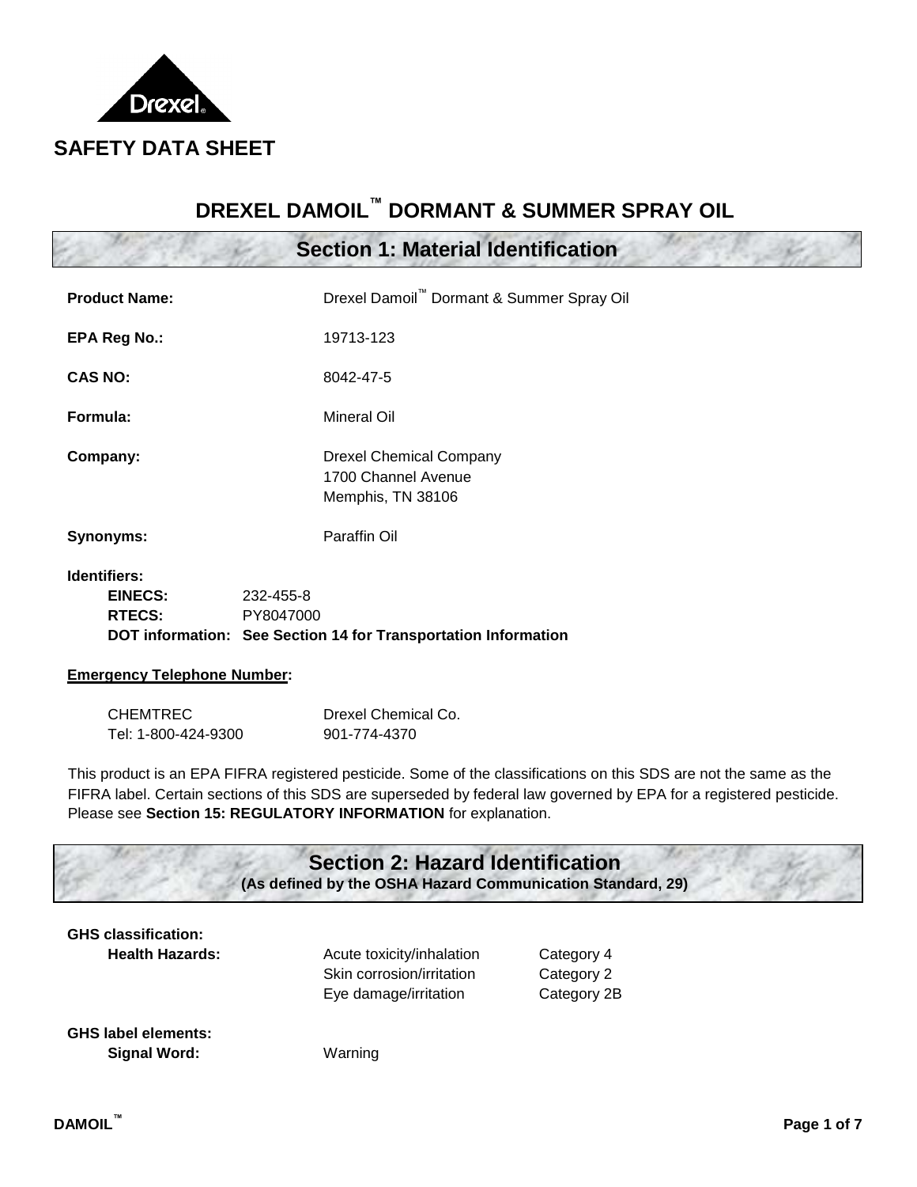# SAFETY DATA SHEET

# DREXEL DAMOIL™ DORMANT & SUMMER SPRAY OIL

## Section 1: Material Identification

**Product Name:** Drexel Damoil™ Dormant & Summer Spray Oil

**EPA Reg No.:** 19713-123

**CAS NO:** 8042-47-5

**Formula:** Mineral Oil

**Company:** Drexel Chemical Company
1700 Channel Avenue
Memphis, TN 38106

**Synonyms:** Paraffin Oil

**Identifiers:**
- **EINECS:** 232-455-8
- **RTECS:** PY8047000
- **DOT information: See Section 14 for Transportation Information**

**Emergency Telephone Number:**

| CHEMTREC | Drexel Chemical Co. |
|---|---|
| Tel: 1-800-424-9300 | 901-774-4370 |

This product is an EPA FIFRA registered pesticide. Some of the classifications on this SDS are not the same as the FIFRA label. Certain sections of this SDS are superseded by federal law governed by EPA for a registered pesticide. Please see **Section 15: REGULATORY INFORMATION** for explanation.

## Section 2: Hazard Identification

**(As defined by the OSHA Hazard Communication Standard, 29)**

**GHS classification:**

**Health Hazards:**

| Hazard | Category |
|---|---|
| Acute toxicity/inhalation | Category 4 |
| Skin corrosion/irritation | Category 2 |
| Eye damage/irritation | Category 2B |

**GHS label elements:**

**Signal Word:** Warning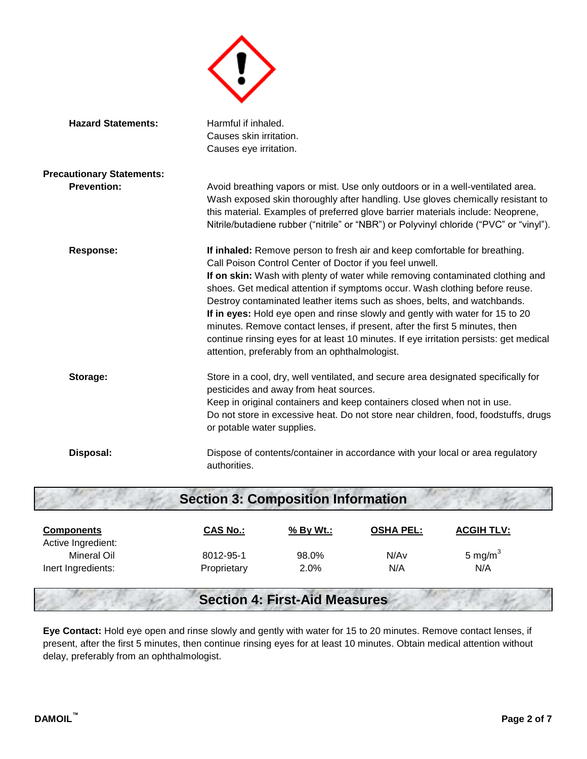**Hazard Statements:** Harmful if inhaled.
Causes skin irritation.
Causes eye irritation.

**Precautionary Statements:**

**Prevention:** Avoid breathing vapors or mist. Use only outdoors or in a well-ventilated area. Wash exposed skin thoroughly after handling. Use gloves chemically resistant to this material. Examples of preferred glove barrier materials include: Neoprene, Nitrile/butadiene rubber ("nitrile" or "NBR") or Polyvinyl chloride ("PVC" or "vinyl").

**Response:** **If inhaled:** Remove person to fresh air and keep comfortable for breathing. Call Poison Control Center of Doctor if you feel unwell.
**If on skin:** Wash with plenty of water while removing contaminated clothing and shoes. Get medical attention if symptoms occur. Wash clothing before reuse. Destroy contaminated leather items such as shoes, belts, and watchbands.
**If in eyes:** Hold eye open and rinse slowly and gently with water for 15 to 20 minutes. Remove contact lenses, if present, after the first 5 minutes, then continue rinsing eyes for at least 10 minutes. If eye irritation persists: get medical attention, preferably from an ophthalmologist.

**Storage:** Store in a cool, dry, well ventilated, and secure area designated specifically for pesticides and away from heat sources.
Keep in original containers and keep containers closed when not in use.
Do not store in excessive heat. Do not store near children, food, foodstuffs, drugs or potable water supplies.

**Disposal:** Dispose of contents/container in accordance with your local or area regulatory authorities.

## Section 3: Composition Information

| Components | CAS No.: | % By Wt.: | OSHA PEL: | ACGIH TLV: |
|---|---|---|---|---|
| Active Ingredient: | | | | |
| Mineral Oil | 8012-95-1 | 98.0% | N/Av | 5 $mg/m^3$ |
| Inert Ingredients: | Proprietary | 2.0% | N/A | N/A |

## Section 4: First-Aid Measures

**Eye Contact:** Hold eye open and rinse slowly and gently with water for 15 to 20 minutes. Remove contact lenses, if present, after the first 5 minutes, then continue rinsing eyes for at least 10 minutes. Obtain medical attention without delay, preferably from an ophthalmologist.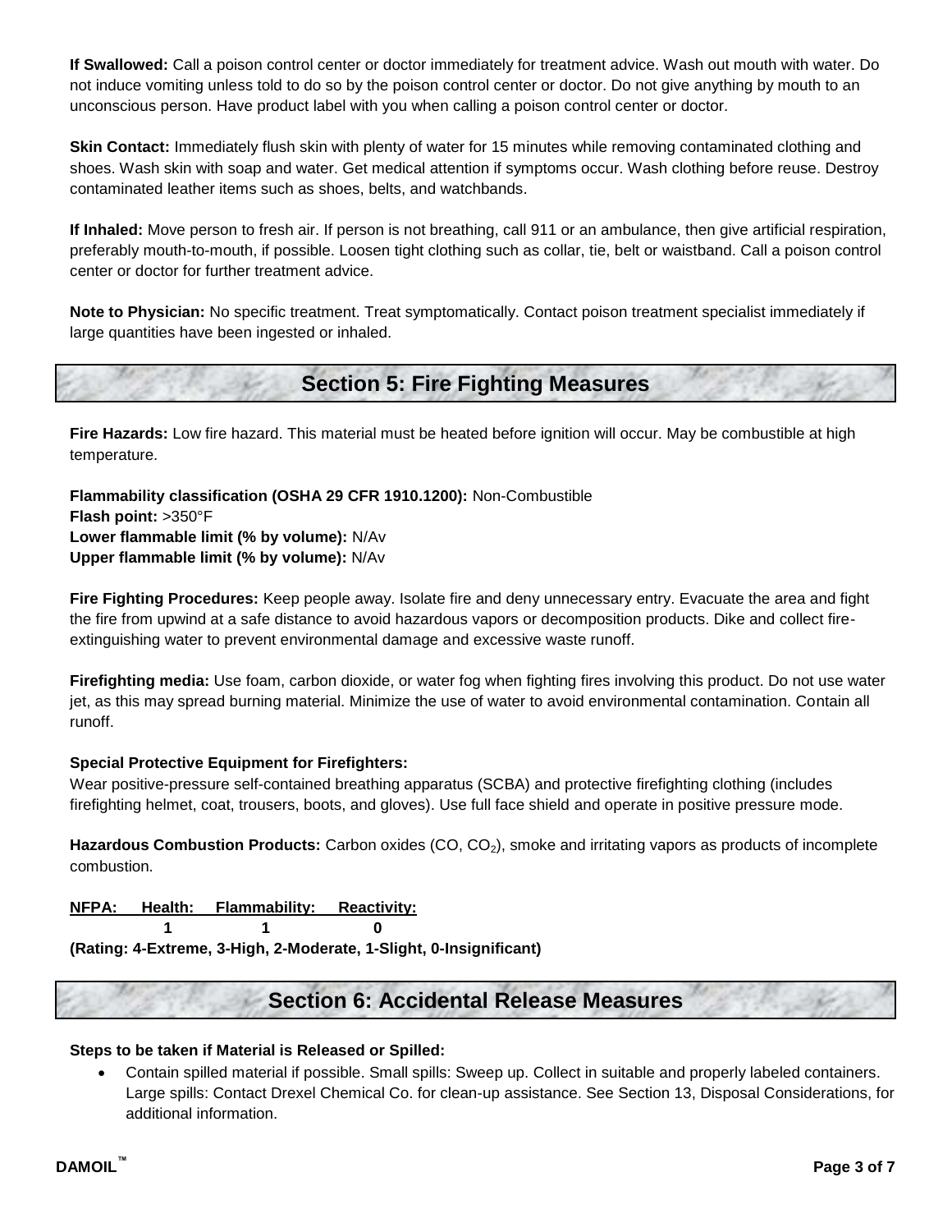**If Swallowed:** Call a poison control center or doctor immediately for treatment advice. Wash out mouth with water. Do not induce vomiting unless told to do so by the poison control center or doctor. Do not give anything by mouth to an unconscious person. Have product label with you when calling a poison control center or doctor.

**Skin Contact:** Immediately flush skin with plenty of water for 15 minutes while removing contaminated clothing and shoes. Wash skin with soap and water. Get medical attention if symptoms occur. Wash clothing before reuse. Destroy contaminated leather items such as shoes, belts, and watchbands.

**If Inhaled:** Move person to fresh air. If person is not breathing, call 911 or an ambulance, then give artificial respiration, preferably mouth-to-mouth, if possible. Loosen tight clothing such as collar, tie, belt or waistband. Call a poison control center or doctor for further treatment advice.

**Note to Physician:** No specific treatment. Treat symptomatically. Contact poison treatment specialist immediately if large quantities have been ingested or inhaled.

## Section 5: Fire Fighting Measures

**Fire Hazards:** Low fire hazard. This material must be heated before ignition will occur. May be combustible at high temperature.

**Flammability classification (OSHA 29 CFR 1910.1200):** Non-Combustible
**Flash point:** >350°F
**Lower flammable limit (% by volume):** N/Av
**Upper flammable limit (% by volume):** N/Av

**Fire Fighting Procedures:** Keep people away. Isolate fire and deny unnecessary entry. Evacuate the area and fight the fire from upwind at a safe distance to avoid hazardous vapors or decomposition products. Dike and collect fire-extinguishing water to prevent environmental damage and excessive waste runoff.

**Firefighting media:** Use foam, carbon dioxide, or water fog when fighting fires involving this product. Do not use water jet, as this may spread burning material. Minimize the use of water to avoid environmental contamination. Contain all runoff.

**Special Protective Equipment for Firefighters:**
Wear positive-pressure self-contained breathing apparatus (SCBA) and protective firefighting clothing (includes firefighting helmet, coat, trousers, boots, and gloves). Use full face shield and operate in positive pressure mode.

**Hazardous Combustion Products:** Carbon oxides (CO, $CO_2$), smoke and irritating vapors as products of incomplete combustion.

| NFPA: | Health: | Flammability: | Reactivity: |
|---|---|---|---|
| | 1 | 1 | 0 |

**(Rating: 4-Extreme, 3-High, 2-Moderate, 1-Slight, 0-Insignificant)**

## Section 6: Accidental Release Measures

**Steps to be taken if Material is Released or Spilled:**

- Contain spilled material if possible. Small spills: Sweep up. Collect in suitable and properly labeled containers. Large spills: Contact Drexel Chemical Co. for clean-up assistance. See Section 13, Disposal Considerations, for additional information.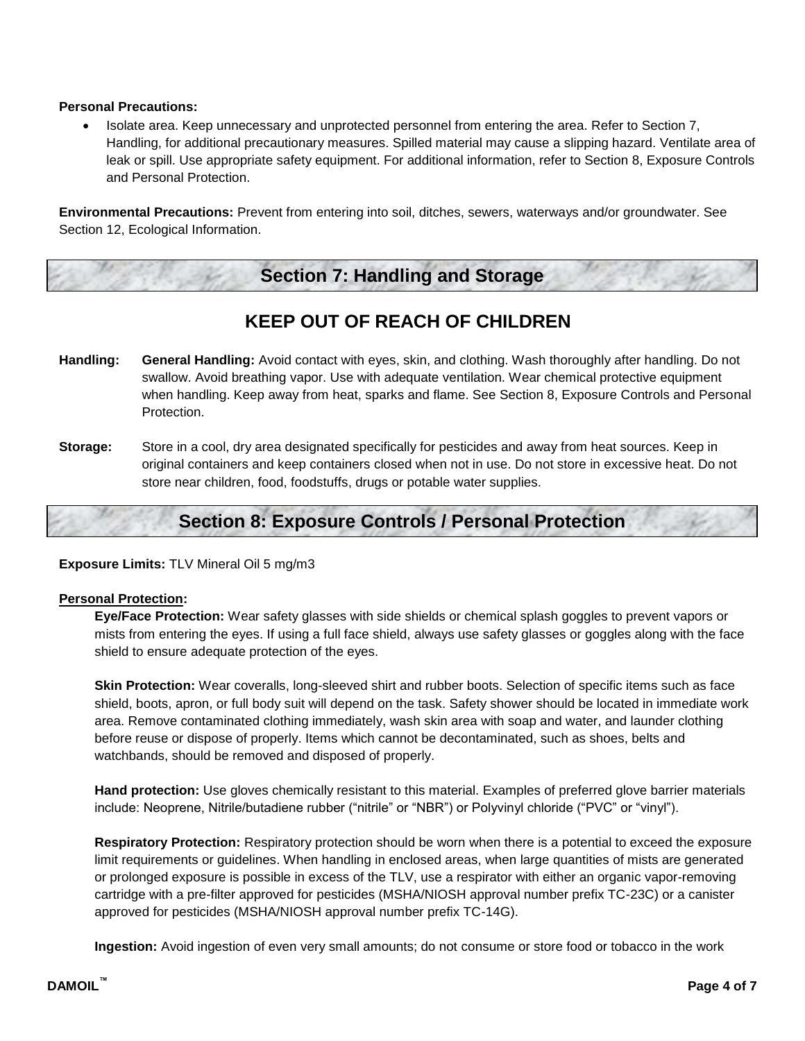**Personal Precautions:**

- Isolate area. Keep unnecessary and unprotected personnel from entering the area. Refer to Section 7, Handling, for additional precautionary measures. Spilled material may cause a slipping hazard. Ventilate area of leak or spill. Use appropriate safety equipment. For additional information, refer to Section 8, Exposure Controls and Personal Protection.

**Environmental Precautions:** Prevent from entering into soil, ditches, sewers, waterways and/or groundwater. See Section 12, Ecological Information.

## Section 7: Handling and Storage

## KEEP OUT OF REACH OF CHILDREN

**Handling:** **General Handling:** Avoid contact with eyes, skin, and clothing. Wash thoroughly after handling. Do not swallow. Avoid breathing vapor. Use with adequate ventilation. Wear chemical protective equipment when handling. Keep away from heat, sparks and flame. See Section 8, Exposure Controls and Personal Protection.

**Storage:** Store in a cool, dry area designated specifically for pesticides and away from heat sources. Keep in original containers and keep containers closed when not in use. Do not store in excessive heat. Do not store near children, food, foodstuffs, drugs or potable water supplies.

## Section 8: Exposure Controls / Personal Protection

**Exposure Limits:** TLV Mineral Oil 5 mg/m3

**Personal Protection:**

**Eye/Face Protection:** Wear safety glasses with side shields or chemical splash goggles to prevent vapors or mists from entering the eyes. If using a full face shield, always use safety glasses or goggles along with the face shield to ensure adequate protection of the eyes.

**Skin Protection:** Wear coveralls, long-sleeved shirt and rubber boots. Selection of specific items such as face shield, boots, apron, or full body suit will depend on the task. Safety shower should be located in immediate work area. Remove contaminated clothing immediately, wash skin area with soap and water, and launder clothing before reuse or dispose of properly. Items which cannot be decontaminated, such as shoes, belts and watchbands, should be removed and disposed of properly.

**Hand protection:** Use gloves chemically resistant to this material. Examples of preferred glove barrier materials include: Neoprene, Nitrile/butadiene rubber ("nitrile" or "NBR") or Polyvinyl chloride ("PVC" or "vinyl").

**Respiratory Protection:** Respiratory protection should be worn when there is a potential to exceed the exposure limit requirements or guidelines. When handling in enclosed areas, when large quantities of mists are generated or prolonged exposure is possible in excess of the TLV, use a respirator with either an organic vapor-removing cartridge with a pre-filter approved for pesticides (MSHA/NIOSH approval number prefix TC-23C) or a canister approved for pesticides (MSHA/NIOSH approval number prefix TC-14G).

**Ingestion:** Avoid ingestion of even very small amounts; do not consume or store food or tobacco in the work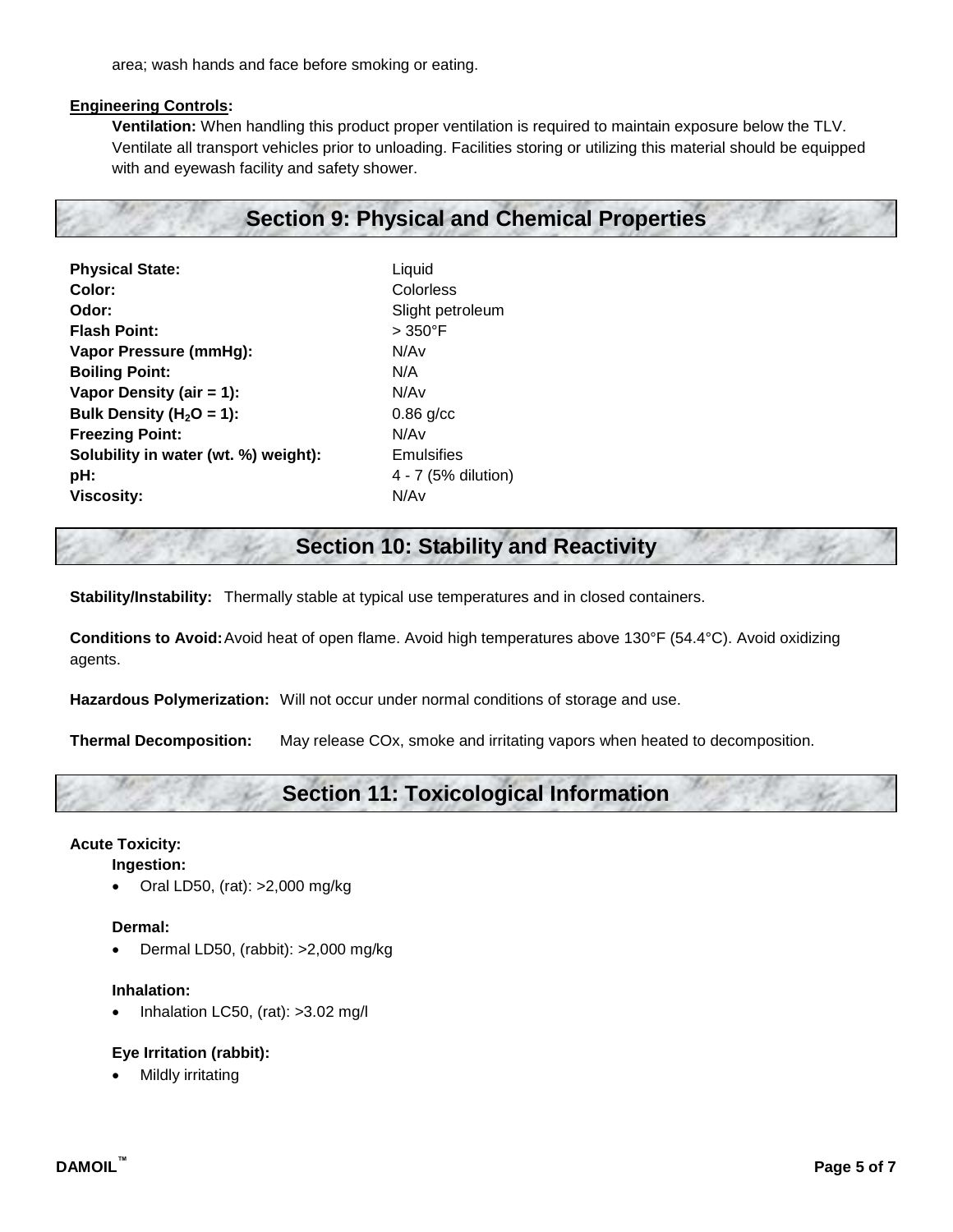area; wash hands and face before smoking or eating.

**Engineering Controls:**

**Ventilation:** When handling this product proper ventilation is required to maintain exposure below the TLV. Ventilate all transport vehicles prior to unloading. Facilities storing or utilizing this material should be equipped with and eyewash facility and safety shower.

## Section 9: Physical and Chemical Properties

| | |
|---|---|
| **Physical State:** | Liquid |
| **Color:** | Colorless |
| **Odor:** | Slight petroleum |
| **Flash Point:** | > 350°F |
| **Vapor Pressure (mmHg):** | N/Av |
| **Boiling Point:** | N/A |
| **Vapor Density (air = 1):** | N/Av |
| **Bulk Density ($H_2O$ = 1):** | 0.86 g/cc |
| **Freezing Point:** | N/Av |
| **Solubility in water (wt. %) weight):** | Emulsifies |
| **pH:** | 4 - 7 (5% dilution) |
| **Viscosity:** | N/Av |

## Section 10: Stability and Reactivity

**Stability/Instability:** Thermally stable at typical use temperatures and in closed containers.

**Conditions to Avoid:** Avoid heat of open flame. Avoid high temperatures above 130°F (54.4°C). Avoid oxidizing agents.

**Hazardous Polymerization:** Will not occur under normal conditions of storage and use.

**Thermal Decomposition:** May release COx, smoke and irritating vapors when heated to decomposition.

## Section 11: Toxicological Information

**Acute Toxicity:**

**Ingestion:**

- Oral LD50, (rat): >2,000 mg/kg

**Dermal:**

- Dermal LD50, (rabbit): >2,000 mg/kg

**Inhalation:**

- Inhalation LC50, (rat): >3.02 mg/l

**Eye Irritation (rabbit):**

- Mildly irritating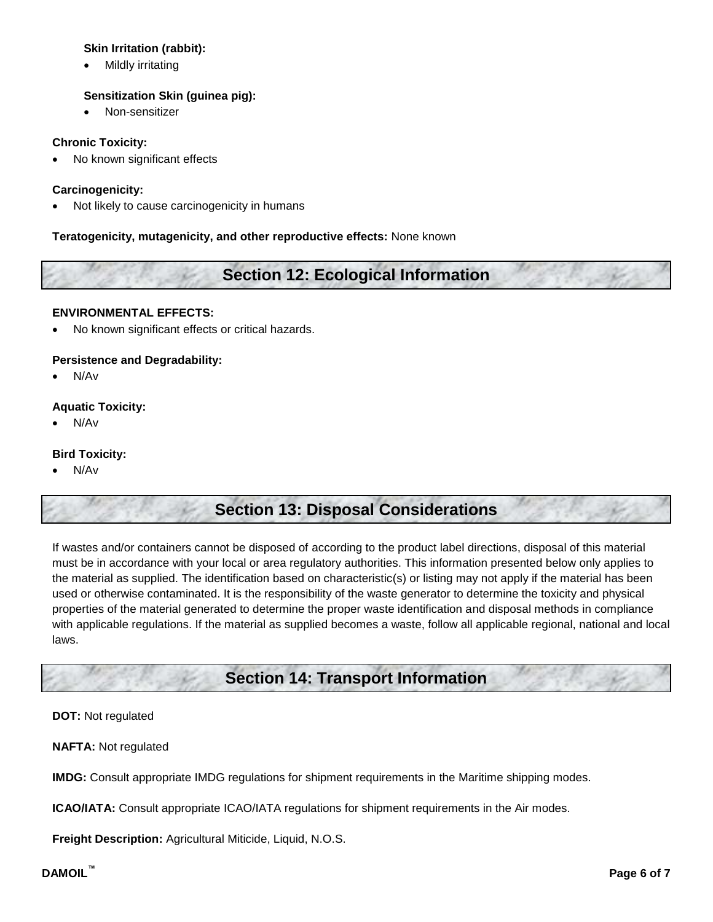**Skin Irritation (rabbit):**

- Mildly irritating

**Sensitization Skin (guinea pig):**

- Non-sensitizer

**Chronic Toxicity:**

- No known significant effects

**Carcinogenicity:**

- Not likely to cause carcinogenicity in humans

**Teratogenicity, mutagenicity, and other reproductive effects:** None known

## Section 12: Ecological Information

**ENVIRONMENTAL EFFECTS:**

- No known significant effects or critical hazards.

**Persistence and Degradability:**

- N/Av

**Aquatic Toxicity:**

- N/Av

**Bird Toxicity:**

- N/Av

## Section 13: Disposal Considerations

If wastes and/or containers cannot be disposed of according to the product label directions, disposal of this material must be in accordance with your local or area regulatory authorities. This information presented below only applies to the material as supplied. The identification based on characteristic(s) or listing may not apply if the material has been used or otherwise contaminated. It is the responsibility of the waste generator to determine the toxicity and physical properties of the material generated to determine the proper waste identification and disposal methods in compliance with applicable regulations. If the material as supplied becomes a waste, follow all applicable regional, national and local laws.

## Section 14: Transport Information

**DOT:** Not regulated

**NAFTA:** Not regulated

**IMDG:** Consult appropriate IMDG regulations for shipment requirements in the Maritime shipping modes.

**ICAO/IATA:** Consult appropriate ICAO/IATA regulations for shipment requirements in the Air modes.

**Freight Description:** Agricultural Miticide, Liquid, N.O.S.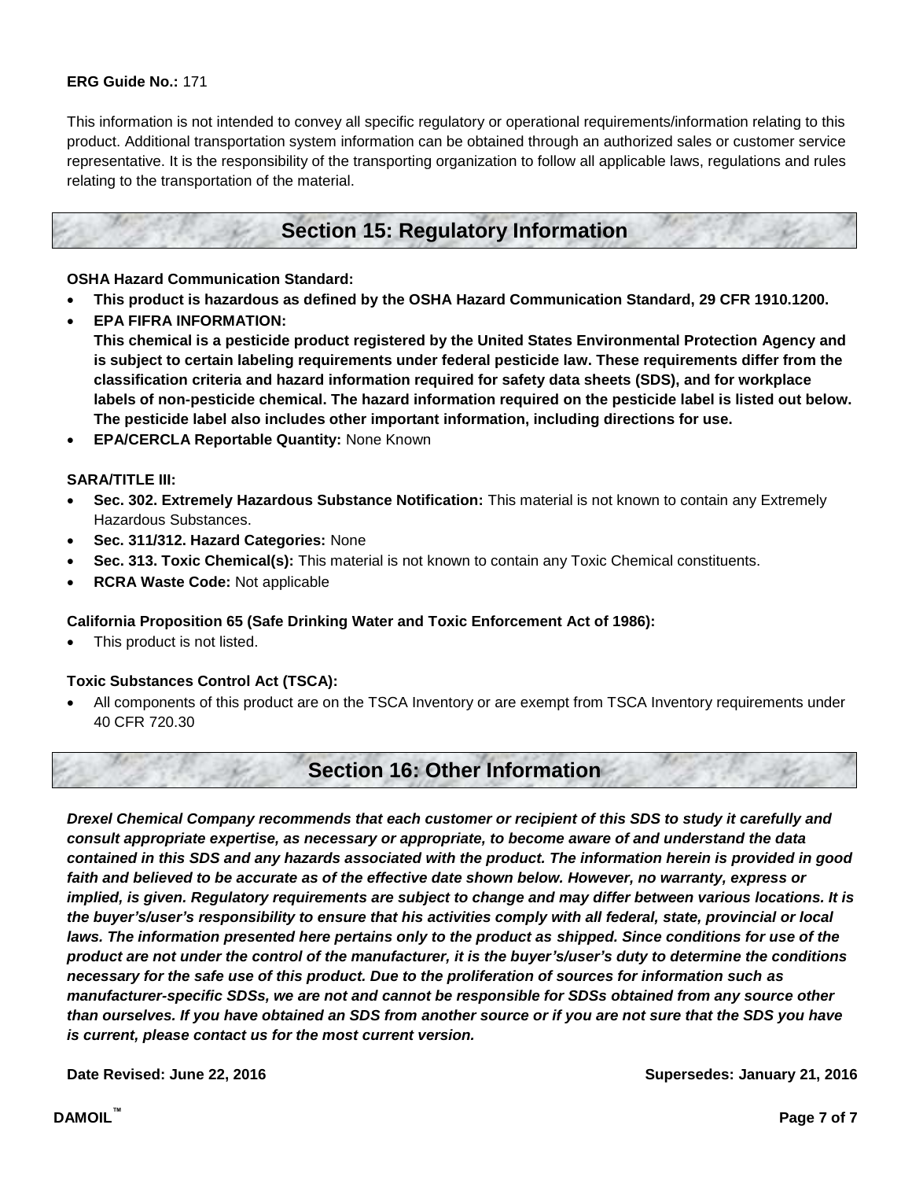**ERG Guide No.:** 171

This information is not intended to convey all specific regulatory or operational requirements/information relating to this product. Additional transportation system information can be obtained through an authorized sales or customer service representative. It is the responsibility of the transporting organization to follow all applicable laws, regulations and rules relating to the transportation of the material.

## Section 15: Regulatory Information

**OSHA Hazard Communication Standard:**

- **This product is hazardous as defined by the OSHA Hazard Communication Standard, 29 CFR 1910.1200.**
- **EPA FIFRA INFORMATION:**
  **This chemical is a pesticide product registered by the United States Environmental Protection Agency and is subject to certain labeling requirements under federal pesticide law. These requirements differ from the classification criteria and hazard information required for safety data sheets (SDS), and for workplace labels of non-pesticide chemical. The hazard information required on the pesticide label is listed out below. The pesticide label also includes other important information, including directions for use.**
- **EPA/CERCLA Reportable Quantity:** None Known

**SARA/TITLE III:**

- **Sec. 302. Extremely Hazardous Substance Notification:** This material is not known to contain any Extremely Hazardous Substances.
- **Sec. 311/312. Hazard Categories:** None
- **Sec. 313. Toxic Chemical(s):** This material is not known to contain any Toxic Chemical constituents.
- **RCRA Waste Code:** Not applicable

**California Proposition 65 (Safe Drinking Water and Toxic Enforcement Act of 1986):**

- This product is not listed.

**Toxic Substances Control Act (TSCA):**

- All components of this product are on the TSCA Inventory or are exempt from TSCA Inventory requirements under 40 CFR 720.30

## Section 16: Other Information

***Drexel Chemical Company recommends that each customer or recipient of this SDS to study it carefully and consult appropriate expertise, as necessary or appropriate, to become aware of and understand the data contained in this SDS and any hazards associated with the product. The information herein is provided in good faith and believed to be accurate as of the effective date shown below. However, no warranty, express or implied, is given. Regulatory requirements are subject to change and may differ between various locations. It is the buyer's/user's responsibility to ensure that his activities comply with all federal, state, provincial or local laws. The information presented here pertains only to the product as shipped. Since conditions for use of the product are not under the control of the manufacturer, it is the buyer's/user's duty to determine the conditions necessary for the safe use of this product. Due to the proliferation of sources for information such as manufacturer-specific SDSs, we are not and cannot be responsible for SDSs obtained from any source other than ourselves. If you have obtained an SDS from another source or if you are not sure that the SDS you have is current, please contact us for the most current version.***

**Date Revised: June 22, 2016** **Supersedes: January 21, 2016**